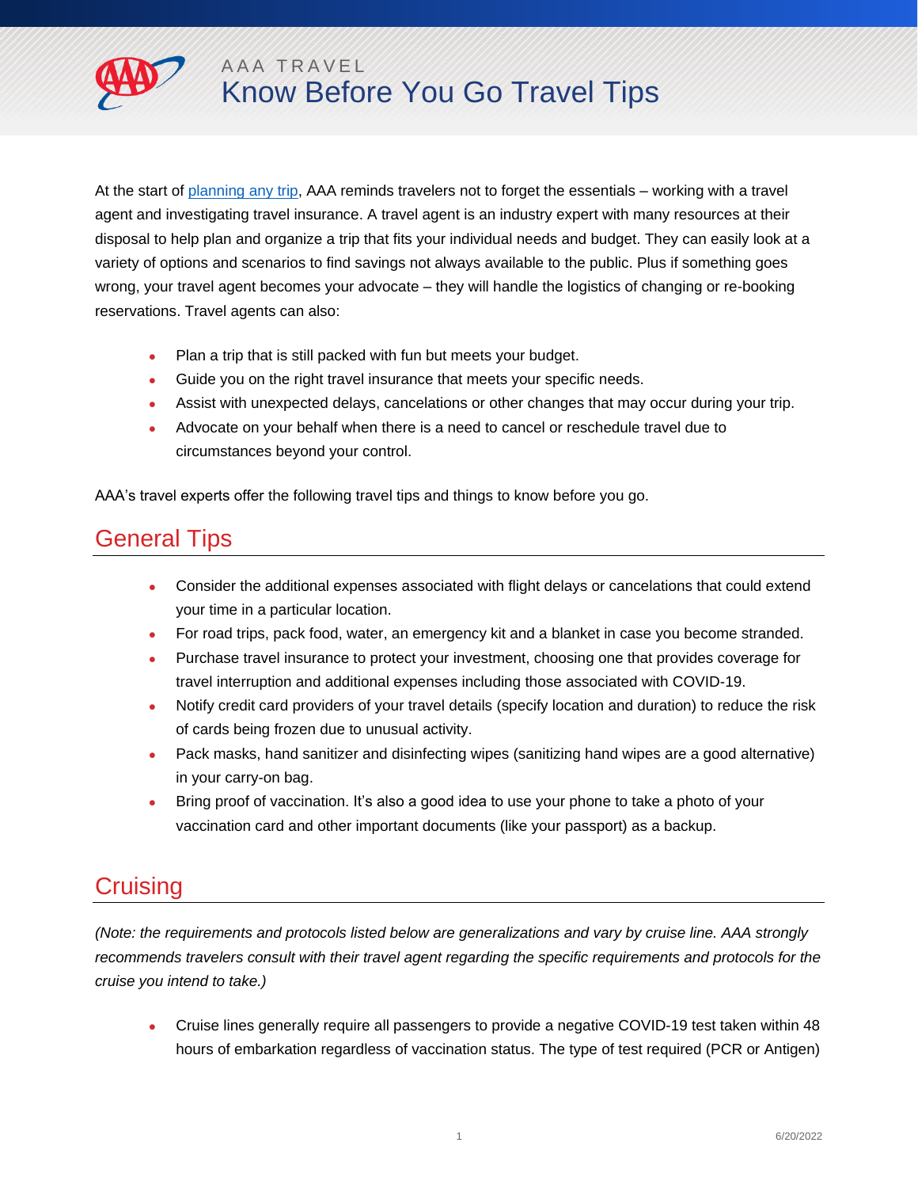AAA TRAVEL

# Know Before You Go Travel Tips

At the start of [planning any trip](), AAA reminds travelers not to forget the essentials – working with a travel agent and investigating travel insurance. A travel agent is an industry expert with many resources at their disposal to help plan and organize a trip that fits your individual needs and budget. They can easily look at a variety of options and scenarios to find savings not always available to the public. Plus if something goes wrong, your travel agent becomes your advocate – they will handle the logistics of changing or re-booking reservations. Travel agents can also:

- Plan a trip that is still packed with fun but meets your budget.
- Guide you on the right travel insurance that meets your specific needs.
- Assist with unexpected delays, cancelations or other changes that may occur during your trip.
- Advocate on your behalf when there is a need to cancel or reschedule travel due to circumstances beyond your control.

AAA's travel experts offer the following travel tips and things to know before you go.

## General Tips

- Consider the additional expenses associated with flight delays or cancelations that could extend your time in a particular location.
- For road trips, pack food, water, an emergency kit and a blanket in case you become stranded.
- Purchase travel insurance to protect your investment, choosing one that provides coverage for travel interruption and additional expenses including those associated with COVID-19.
- Notify credit card providers of your travel details (specify location and duration) to reduce the risk of cards being frozen due to unusual activity.
- Pack masks, hand sanitizer and disinfecting wipes (sanitizing hand wipes are a good alternative) in your carry-on bag.
- Bring proof of vaccination. It's also a good idea to use your phone to take a photo of your vaccination card and other important documents (like your passport) as a backup.

## Cruising

*(Note: the requirements and protocols listed below are generalizations and vary by cruise line. AAA strongly recommends travelers consult with their travel agent regarding the specific requirements and protocols for the cruise you intend to take.)*

- Cruise lines generally require all passengers to provide a negative COVID-19 test taken within 48 hours of embarkation regardless of vaccination status. The type of test required (PCR or Antigen)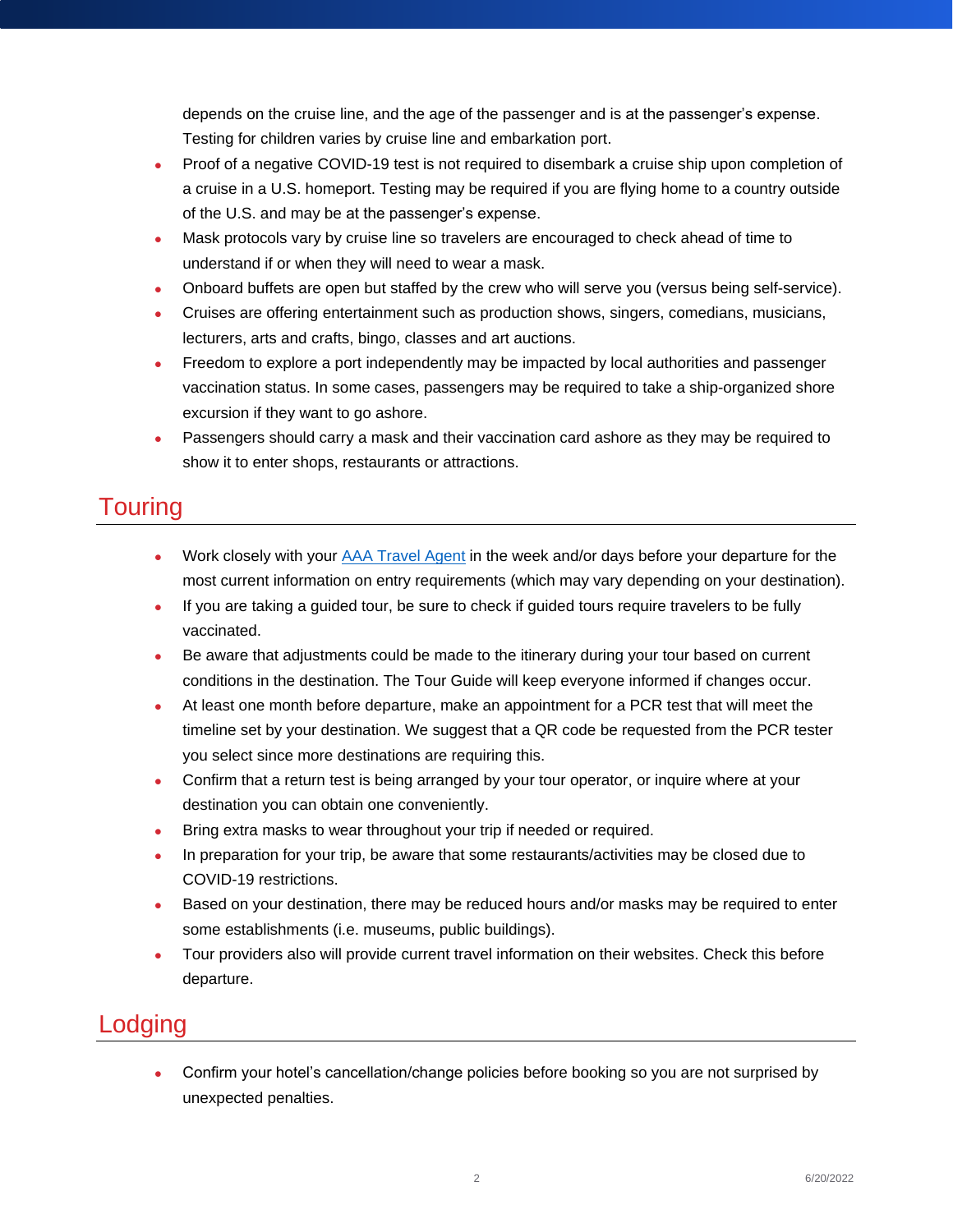depends on the cruise line, and the age of the passenger and is at the passenger's expense. Testing for children varies by cruise line and embarkation port.

- Proof of a negative COVID-19 test is not required to disembark a cruise ship upon completion of a cruise in a U.S. homeport. Testing may be required if you are flying home to a country outside of the U.S. and may be at the passenger's expense.
- Mask protocols vary by cruise line so travelers are encouraged to check ahead of time to understand if or when they will need to wear a mask.
- Onboard buffets are open but staffed by the crew who will serve you (versus being self-service).
- Cruises are offering entertainment such as production shows, singers, comedians, musicians, lecturers, arts and crafts, bingo, classes and art auctions.
- Freedom to explore a port independently may be impacted by local authorities and passenger vaccination status. In some cases, passengers may be required to take a ship-organized shore excursion if they want to go ashore.
- Passengers should carry a mask and their vaccination card ashore as they may be required to show it to enter shops, restaurants or attractions.

## Touring

- Work closely with your AAA Travel Agent in the week and/or days before your departure for the most current information on entry requirements (which may vary depending on your destination).
- If you are taking a guided tour, be sure to check if guided tours require travelers to be fully vaccinated.
- Be aware that adjustments could be made to the itinerary during your tour based on current conditions in the destination. The Tour Guide will keep everyone informed if changes occur.
- At least one month before departure, make an appointment for a PCR test that will meet the timeline set by your destination. We suggest that a QR code be requested from the PCR tester you select since more destinations are requiring this.
- Confirm that a return test is being arranged by your tour operator, or inquire where at your destination you can obtain one conveniently.
- Bring extra masks to wear throughout your trip if needed or required.
- In preparation for your trip, be aware that some restaurants/activities may be closed due to COVID-19 restrictions.
- Based on your destination, there may be reduced hours and/or masks may be required to enter some establishments (i.e. museums, public buildings).
- Tour providers also will provide current travel information on their websites. Check this before departure.

## Lodging

- Confirm your hotel's cancellation/change policies before booking so you are not surprised by unexpected penalties.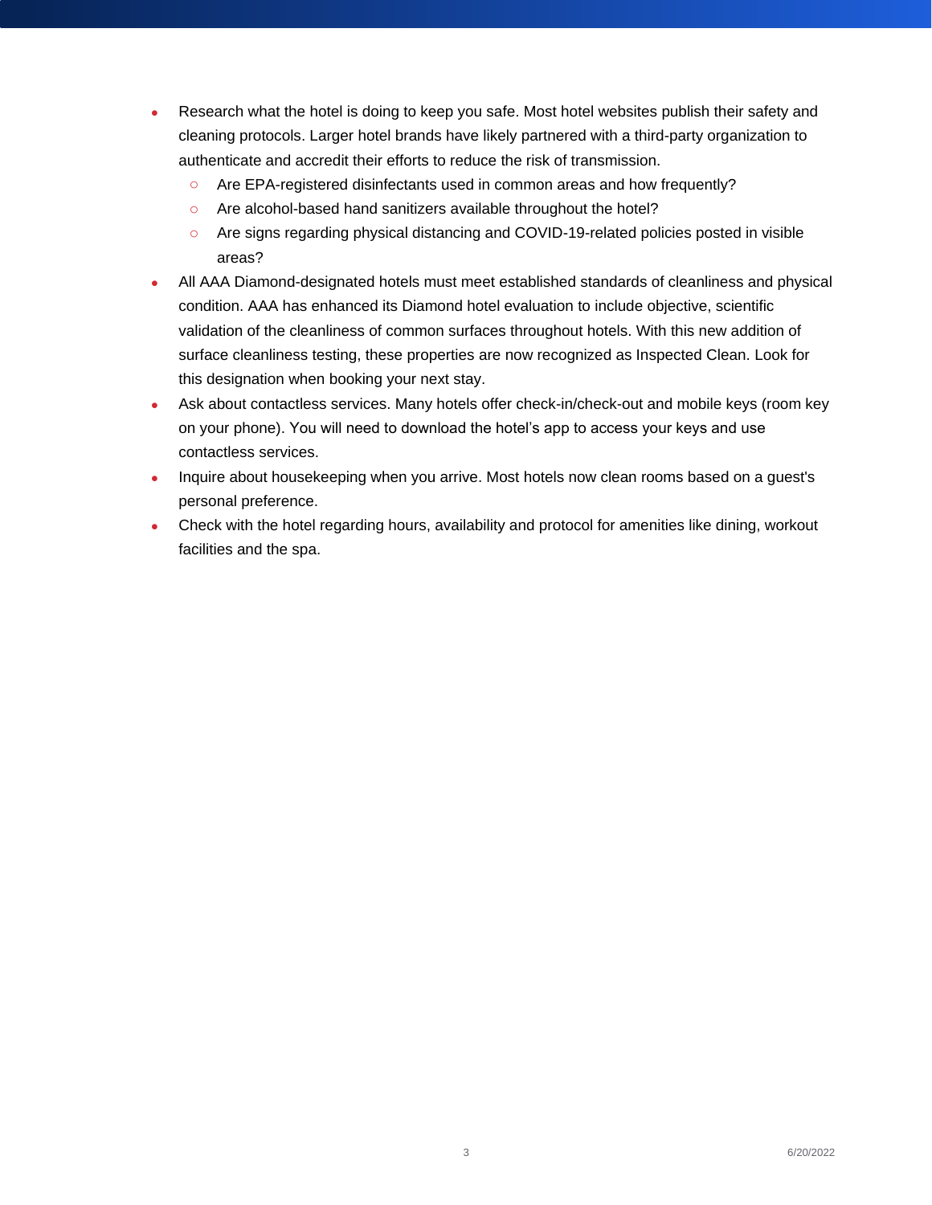- Research what the hotel is doing to keep you safe. Most hotel websites publish their safety and cleaning protocols. Larger hotel brands have likely partnered with a third-party organization to authenticate and accredit their efforts to reduce the risk of transmission.
  - Are EPA-registered disinfectants used in common areas and how frequently?
  - Are alcohol-based hand sanitizers available throughout the hotel?
  - Are signs regarding physical distancing and COVID-19-related policies posted in visible areas?
- All AAA Diamond-designated hotels must meet established standards of cleanliness and physical condition. AAA has enhanced its Diamond hotel evaluation to include objective, scientific validation of the cleanliness of common surfaces throughout hotels. With this new addition of surface cleanliness testing, these properties are now recognized as Inspected Clean. Look for this designation when booking your next stay.
- Ask about contactless services. Many hotels offer check-in/check-out and mobile keys (room key on your phone). You will need to download the hotel's app to access your keys and use contactless services.
- Inquire about housekeeping when you arrive. Most hotels now clean rooms based on a guest's personal preference.
- Check with the hotel regarding hours, availability and protocol for amenities like dining, workout facilities and the spa.